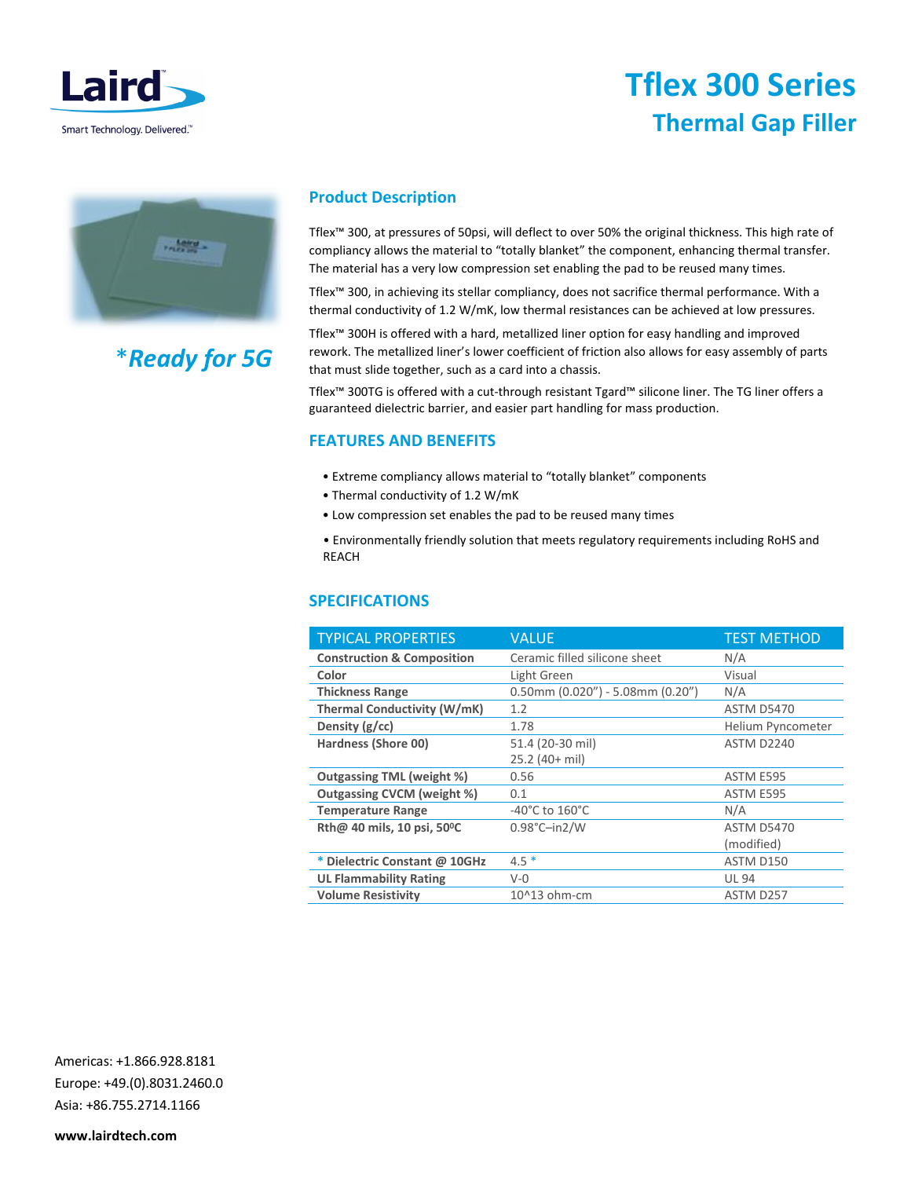Laird

Smart Technology. Delivered.™

# Tflex 300 Series

## Thermal Gap Filler

*\*Ready for 5G*

### Product Description

Tflex™ 300, at pressures of 50psi, will deflect to over 50% the original thickness. This high rate of compliancy allows the material to "totally blanket" the component, enhancing thermal transfer. The material has a very low compression set enabling the pad to be reused many times.

Tflex™ 300, in achieving its stellar compliancy, does not sacrifice thermal performance. With a thermal conductivity of 1.2 W/mK, low thermal resistances can be achieved at low pressures.

Tflex™ 300H is offered with a hard, metallized liner option for easy handling and improved rework. The metallized liner's lower coefficient of friction also allows for easy assembly of parts that must slide together, such as a card into a chassis.

Tflex™ 300TG is offered with a cut-through resistant Tgard™ silicone liner. The TG liner offers a guaranteed dielectric barrier, and easier part handling for mass production.

### FEATURES AND BENEFITS

- Extreme compliancy allows material to "totally blanket" components
- Thermal conductivity of 1.2 W/mK
- Low compression set enables the pad to be reused many times
- Environmentally friendly solution that meets regulatory requirements including RoHS and REACH

### SPECIFICATIONS

| TYPICAL PROPERTIES | VALUE | TEST METHOD |
|---|---|---|
| **Construction & Composition** | Ceramic filled silicone sheet | N/A |
| **Color** | Light Green | Visual |
| **Thickness Range** | 0.50mm (0.020") - 5.08mm (0.20") | N/A |
| **Thermal Conductivity (W/mK)** | 1.2 | ASTM D5470 |
| **Density (g/cc)** | 1.78 | Helium Pyncometer |
| **Hardness (Shore 00)** | 51.4 (20-30 mil)<br>25.2 (40+ mil) | ASTM D2240 |
| **Outgassing TML (weight %)** | 0.56 | ASTM E595 |
| **Outgassing CVCM (weight %)** | 0.1 | ASTM E595 |
| **Temperature Range** | -40°C to 160°C | N/A |
| **Rth@ 40 mils, 10 psi, 50⁰C** | 0.98°C–in2/W | ASTM D5470 (modified) |
| **\* Dielectric Constant @ 10GHz** | 4.5 * | ASTM D150 |
| **UL Flammability Rating** | V-0 | UL 94 |
| **Volume Resistivity** | 10^13 ohm-cm | ASTM D257 |

Americas: +1.866.928.8181
Europe: +49.(0).8031.2460.0
Asia: +86.755.2714.1166

**www.lairdtech.com**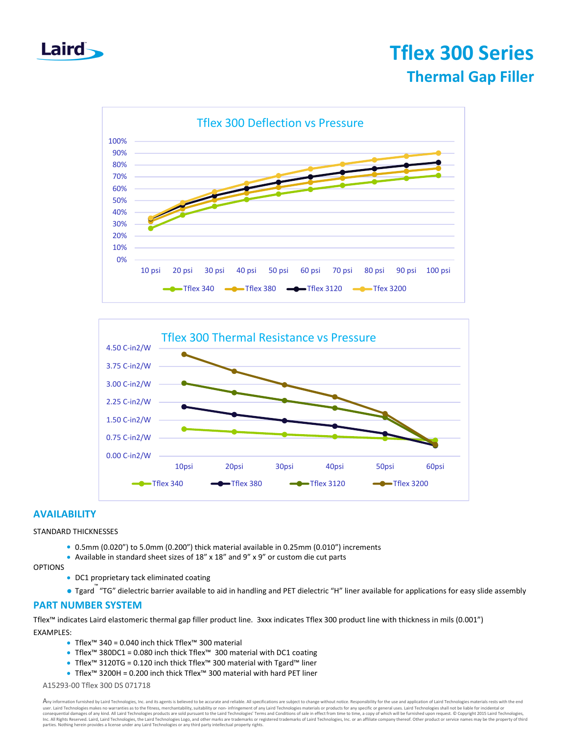# Tflex 300 Series

## Thermal Gap Filler

Tflex 300 Deflection vs Pressure

100%
90%
80%
70%
60%
50%
40%
30%
20%
10%
0%

10 psi 20 psi 30 psi 40 psi 50 psi 60 psi 70 psi 80 psi 90 psi 100 psi

Tflex 340 Tflex 380 Tflex 3120 Tfex 3200

Tflex 300 Thermal Resistance vs Pressure

4.50 C-in2/W
3.75 C-in2/W
3.00 C-in2/W
2.25 C-in2/W
1.50 C-in2/W
0.75 C-in2/W
0.00 C-in2/W

10psi 20psi 30psi 40psi 50psi 60psi

Tflex 340 Tflex 380 Tflex 3120 Tflex 3200

## AVAILABILITY

STANDARD THICKNESSES

- 0.5mm (0.020") to 5.0mm (0.200") thick material available in 0.25mm (0.010") increments
- Available in standard sheet sizes of 18" x 18" and 9" x 9" or custom die cut parts

OPTIONS

- DC1 proprietary tack eliminated coating
- Tgard™ "TG" dielectric barrier available to aid in handling and PET dielectric "H" liner available for applications for easy slide assembly

## PART NUMBER SYSTEM

Tflex™ indicates Laird elastomeric thermal gap filler product line. 3xxx indicates Tflex 300 product line with thickness in mils (0.001")

EXAMPLES:

- Tflex™ 340 = 0.040 inch thick Tflex™ 300 material
- Tflex™ 380DC1 = 0.080 inch thick Tflex™ 300 material with DC1 coating
- Tflex™ 3120TG = 0.120 inch thick Tflex™ 300 material with Tgard™ liner
- Tflex™ 3200H = 0.200 inch thick Tflex™ 300 material with hard PET liner

A15293-00 Tflex 300 DS 071718

Any information furnished by Laird Technologies, Inc. and its agents is believed to be accurate and reliable. All specifications are subject to change without notice. Responsibility for the use and application of Laird Technologies materials rests with the end user. Laird Technologies makes no warranties as to the fitness, merchantability, suitability or non- infringement of any Laird Technologies materials or products for any specific or general uses. Laird Technologies shall not be liable for incidental or consequential damages of any kind. All Laird Technologies products are sold pursuant to the Laird Technologies' Terms and Conditions of sale in effect from time to time, a copy of which will be furnished upon request. © Copyright 2015 Laird Technologies, Inc. All Rights Reserved. Laird, Laird Technologies, the Laird Technologies Logo, and other marks are trademarks or registered trademarks of Laird Technologies, Inc. or an affiliate company thereof. Other product or service names may be the property of third parties. Nothing herein provides a license under any Laird Technologies or any third party intellectual property rights.